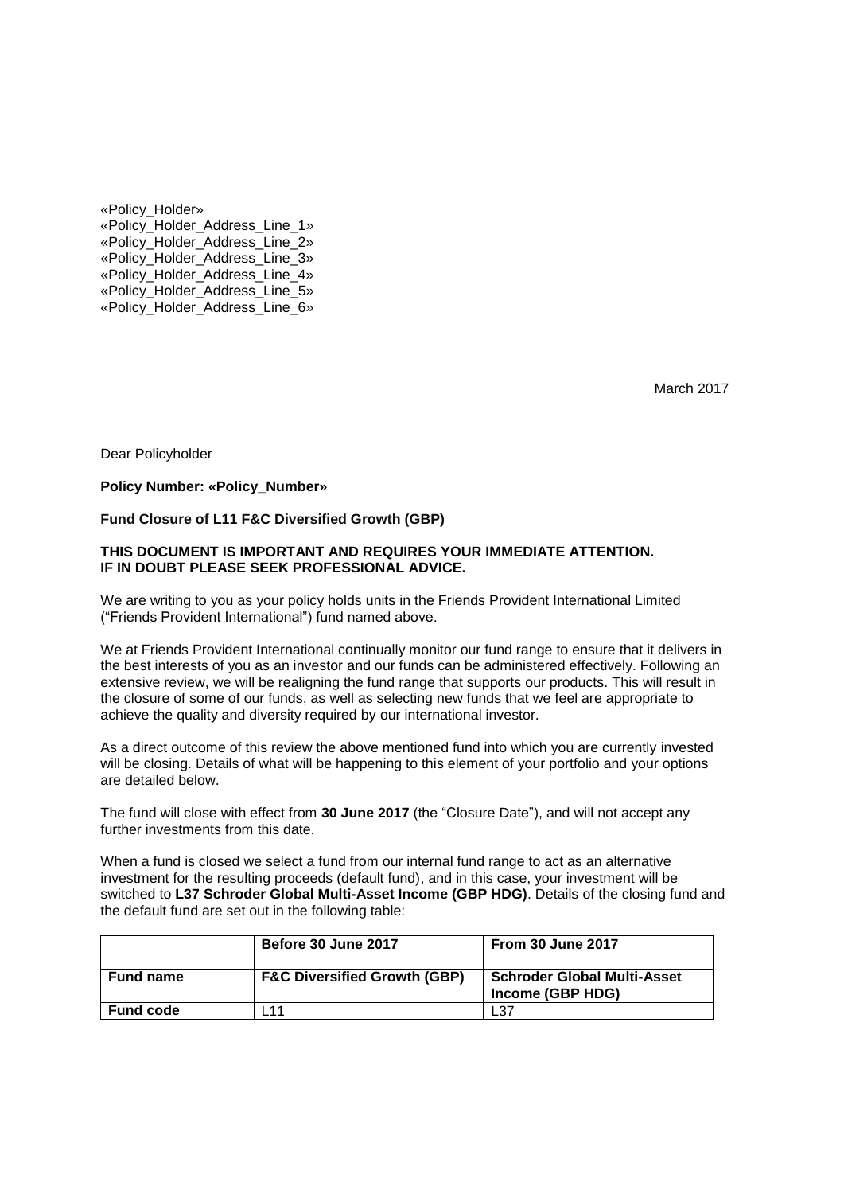«Policy_Holder»
«Policy_Holder_Address_Line_1»
«Policy_Holder_Address_Line_2»
«Policy_Holder_Address_Line_3»
«Policy_Holder_Address_Line_4»
«Policy_Holder_Address_Line_5»
«Policy_Holder_Address_Line_6»

March 2017

Dear Policyholder

**Policy Number: «Policy_Number»**

**Fund Closure of L11 F&C Diversified Growth (GBP)**

**THIS DOCUMENT IS IMPORTANT AND REQUIRES YOUR IMMEDIATE ATTENTION.**
**IF IN DOUBT PLEASE SEEK PROFESSIONAL ADVICE.**

We are writing to you as your policy holds units in the Friends Provident International Limited ("Friends Provident International") fund named above.

We at Friends Provident International continually monitor our fund range to ensure that it delivers in the best interests of you as an investor and our funds can be administered effectively. Following an extensive review, we will be realigning the fund range that supports our products. This will result in the closure of some of our funds, as well as selecting new funds that we feel are appropriate to achieve the quality and diversity required by our international investor.

As a direct outcome of this review the above mentioned fund into which you are currently invested will be closing. Details of what will be happening to this element of your portfolio and your options are detailed below.

The fund will close with effect from **30 June 2017** (the "Closure Date"), and will not accept any further investments from this date.

When a fund is closed we select a fund from our internal fund range to act as an alternative investment for the resulting proceeds (default fund), and in this case, your investment will be switched to **L37 Schroder Global Multi-Asset Income (GBP HDG)**. Details of the closing fund and the default fund are set out in the following table:

| | **Before 30 June 2017** | **From 30 June 2017** |
|---|---|---|
| **Fund name** | **F&C Diversified Growth (GBP)** | **Schroder Global Multi-Asset Income (GBP HDG)** |
| **Fund code** | L11 | L37 |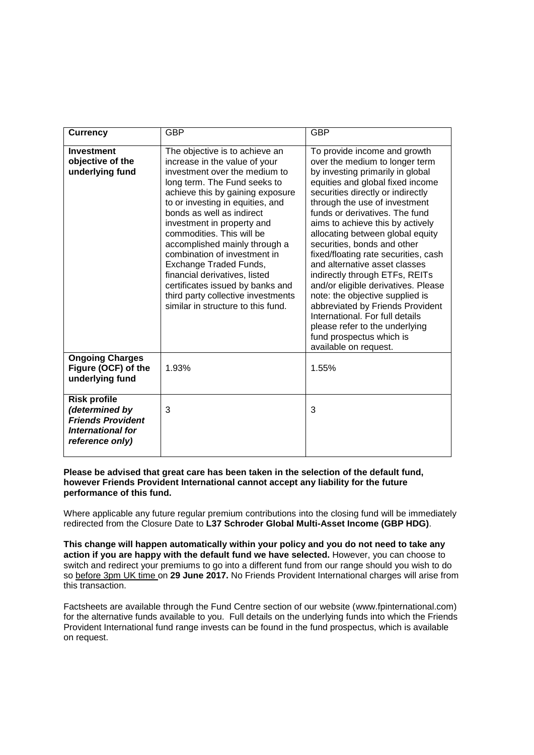| **Currency** | GBP | GBP |
|---|---|---|
| **Investment objective of the underlying fund** | The objective is to achieve an increase in the value of your investment over the medium to long term. The Fund seeks to achieve this by gaining exposure to or investing in equities, and bonds as well as indirect investment in property and commodities. This will be accomplished mainly through a combination of investment in Exchange Traded Funds, financial derivatives, listed certificates issued by banks and third party collective investments similar in structure to this fund. | To provide income and growth over the medium to longer term by investing primarily in global equities and global fixed income securities directly or indirectly through the use of investment funds or derivatives. The fund aims to achieve this by actively allocating between global equity securities, bonds and other fixed/floating rate securities, cash and alternative asset classes indirectly through ETFs, REITs and/or eligible derivatives. Please note: the objective supplied is abbreviated by Friends Provident International. For full details please refer to the underlying fund prospectus which is available on request. |
| **Ongoing Charges Figure (OCF) of the underlying fund** | 1.93% | 1.55% |
| **Risk profile *(determined by Friends Provident International for reference only)*** | 3 | 3 |

**Please be advised that great care has been taken in the selection of the default fund, however Friends Provident International cannot accept any liability for the future performance of this fund.**

Where applicable any future regular premium contributions into the closing fund will be immediately redirected from the Closure Date to **L37 Schroder Global Multi-Asset Income (GBP HDG)**.

**This change will happen automatically within your policy and you do not need to take any action if you are happy with the default fund we have selected.** However, you can choose to switch and redirect your premiums to go into a different fund from our range should you wish to do so before 3pm UK time on **29 June 2017.** No Friends Provident International charges will arise from this transaction.

Factsheets are available through the Fund Centre section of our website (www.fpinternational.com) for the alternative funds available to you. Full details on the underlying funds into which the Friends Provident International fund range invests can be found in the fund prospectus, which is available on request.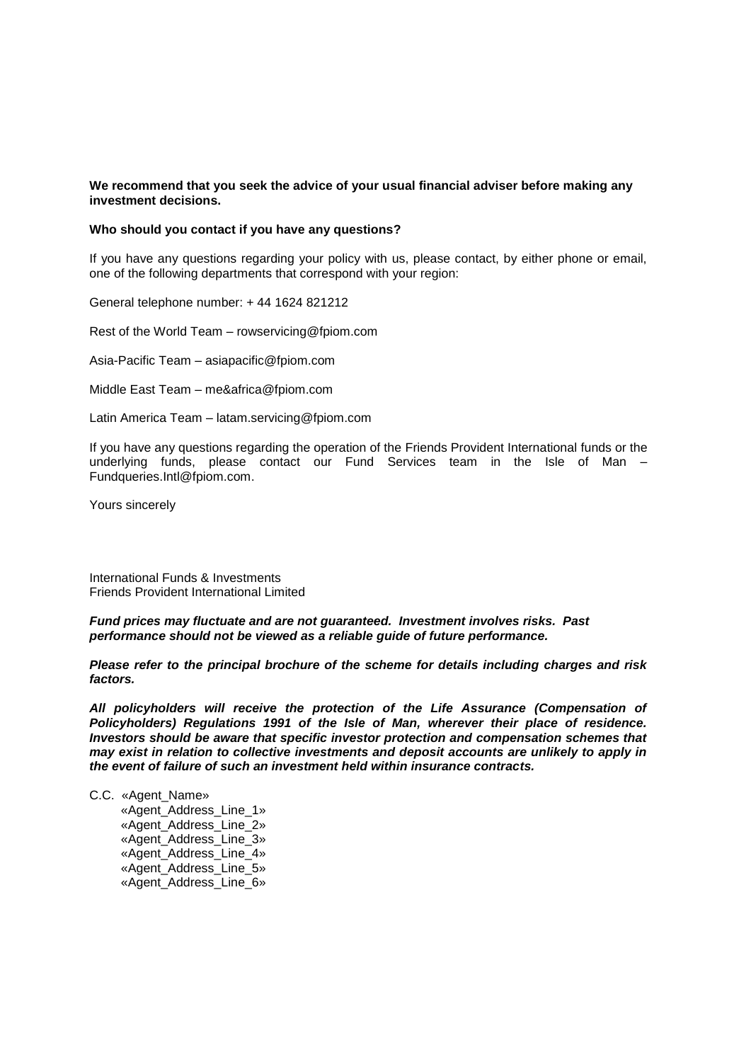**We recommend that you seek the advice of your usual financial adviser before making any investment decisions.**

**Who should you contact if you have any questions?**

If you have any questions regarding your policy with us, please contact, by either phone or email, one of the following departments that correspond with your region:

General telephone number: + 44 1624 821212

Rest of the World Team – rowservicing@fpiom.com

Asia-Pacific Team – asiapacific@fpiom.com

Middle East Team – me&africa@fpiom.com

Latin America Team – latam.servicing@fpiom.com

If you have any questions regarding the operation of the Friends Provident International funds or the underlying funds, please contact our Fund Services team in the Isle of Man – Fundqueries.Intl@fpiom.com.

Yours sincerely

International Funds & Investments
Friends Provident International Limited

***Fund prices may fluctuate and are not guaranteed. Investment involves risks. Past performance should not be viewed as a reliable guide of future performance.***

***Please refer to the principal brochure of the scheme for details including charges and risk factors.***

***All policyholders will receive the protection of the Life Assurance (Compensation of Policyholders) Regulations 1991 of the Isle of Man, wherever their place of residence. Investors should be aware that specific investor protection and compensation schemes that may exist in relation to collective investments and deposit accounts are unlikely to apply in the event of failure of such an investment held within insurance contracts.***

C.C. «Agent_Name»
«Agent_Address_Line_1»
«Agent_Address_Line_2»
«Agent_Address_Line_3»
«Agent_Address_Line_4»
«Agent_Address_Line_5»
«Agent_Address_Line_6»